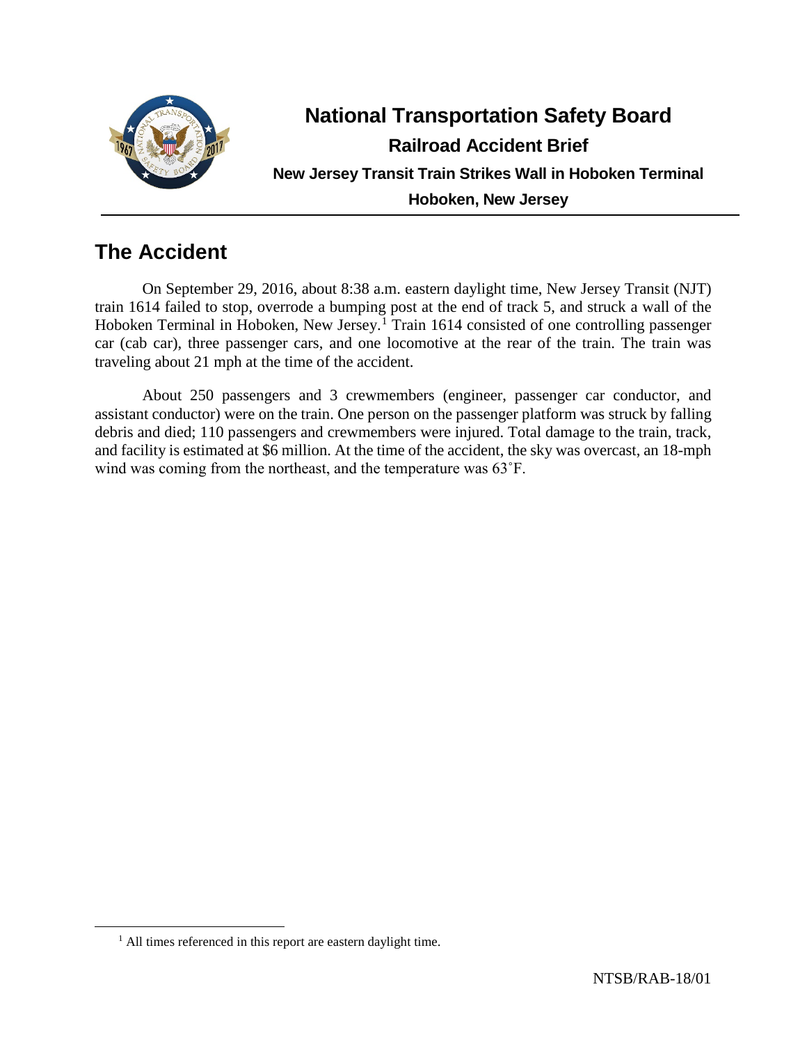# National Transportation Safety Board

## Railroad Accident Brief

### New Jersey Transit Train Strikes Wall in Hoboken Terminal

### Hoboken, New Jersey

## The Accident

On September 29, 2016, about 8:38 a.m. eastern daylight time, New Jersey Transit (NJT) train 1614 failed to stop, overrode a bumping post at the end of track 5, and struck a wall of the Hoboken Terminal in Hoboken, New Jersey.[1] Train 1614 consisted of one controlling passenger car (cab car), three passenger cars, and one locomotive at the rear of the train. The train was traveling about 21 mph at the time of the accident.

About 250 passengers and 3 crewmembers (engineer, passenger car conductor, and assistant conductor) were on the train. One person on the passenger platform was struck by falling debris and died; 110 passengers and crewmembers were injured. Total damage to the train, track, and facility is estimated at $6 million. At the time of the accident, the sky was overcast, an 18-mph wind was coming from the northeast, and the temperature was 63˚F.

[1] All times referenced in this report are eastern daylight time.

NTSB/RAB-18/01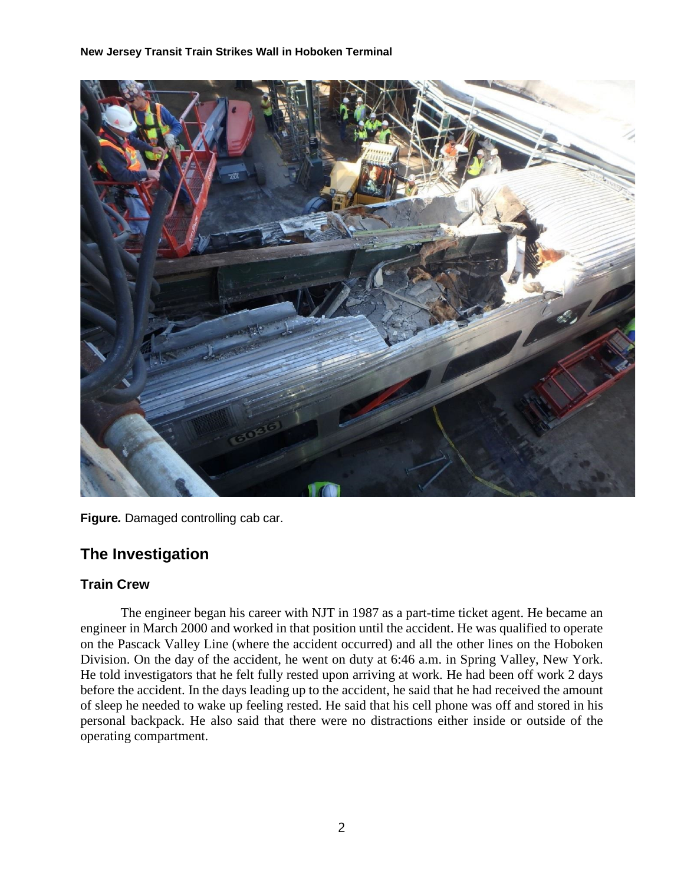**Figure.** Damaged controlling cab car.

## The Investigation

### Train Crew

The engineer began his career with NJT in 1987 as a part-time ticket agent. He became an engineer in March 2000 and worked in that position until the accident. He was qualified to operate on the Pascack Valley Line (where the accident occurred) and all the other lines on the Hoboken Division. On the day of the accident, he went on duty at 6:46 a.m. in Spring Valley, New York. He told investigators that he felt fully rested upon arriving at work. He had been off work 2 days before the accident. In the days leading up to the accident, he said that he had received the amount of sleep he needed to wake up feeling rested. He said that his cell phone was off and stored in his personal backpack. He also said that there were no distractions either inside or outside of the operating compartment.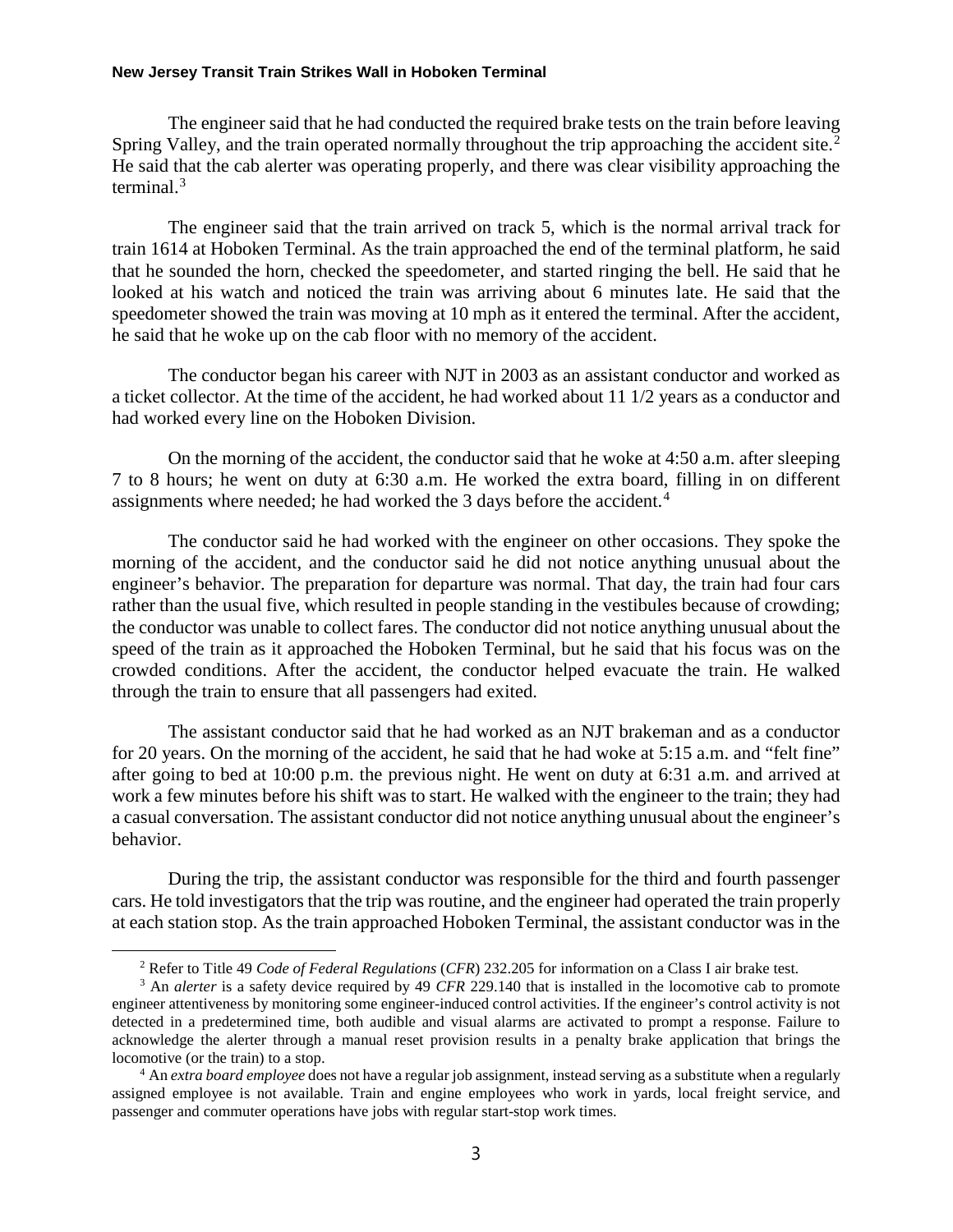The engineer said that he had conducted the required brake tests on the train before leaving Spring Valley, and the train operated normally throughout the trip approaching the accident site.[2] He said that the cab alerter was operating properly, and there was clear visibility approaching the terminal.[3]

The engineer said that the train arrived on track 5, which is the normal arrival track for train 1614 at Hoboken Terminal. As the train approached the end of the terminal platform, he said that he sounded the horn, checked the speedometer, and started ringing the bell. He said that he looked at his watch and noticed the train was arriving about 6 minutes late. He said that the speedometer showed the train was moving at 10 mph as it entered the terminal. After the accident, he said that he woke up on the cab floor with no memory of the accident.

The conductor began his career with NJT in 2003 as an assistant conductor and worked as a ticket collector. At the time of the accident, he had worked about 11 1/2 years as a conductor and had worked every line on the Hoboken Division.

On the morning of the accident, the conductor said that he woke at 4:50 a.m. after sleeping 7 to 8 hours; he went on duty at 6:30 a.m. He worked the extra board, filling in on different assignments where needed; he had worked the 3 days before the accident.[4]

The conductor said he had worked with the engineer on other occasions. They spoke the morning of the accident, and the conductor said he did not notice anything unusual about the engineer's behavior. The preparation for departure was normal. That day, the train had four cars rather than the usual five, which resulted in people standing in the vestibules because of crowding; the conductor was unable to collect fares. The conductor did not notice anything unusual about the speed of the train as it approached the Hoboken Terminal, but he said that his focus was on the crowded conditions. After the accident, the conductor helped evacuate the train. He walked through the train to ensure that all passengers had exited.

The assistant conductor said that he had worked as an NJT brakeman and as a conductor for 20 years. On the morning of the accident, he said that he had woke at 5:15 a.m. and "felt fine" after going to bed at 10:00 p.m. the previous night. He went on duty at 6:31 a.m. and arrived at work a few minutes before his shift was to start. He walked with the engineer to the train; they had a casual conversation. The assistant conductor did not notice anything unusual about the engineer's behavior.

During the trip, the assistant conductor was responsible for the third and fourth passenger cars. He told investigators that the trip was routine, and the engineer had operated the train properly at each station stop. As the train approached Hoboken Terminal, the assistant conductor was in the

---

[2] Refer to Title 49 *Code of Federal Regulations* (*CFR*) 232.205 for information on a Class I air brake test.

[3] An *alerter* is a safety device required by 49 *CFR* 229.140 that is installed in the locomotive cab to promote engineer attentiveness by monitoring some engineer-induced control activities. If the engineer's control activity is not detected in a predetermined time, both audible and visual alarms are activated to prompt a response. Failure to acknowledge the alerter through a manual reset provision results in a penalty brake application that brings the locomotive (or the train) to a stop.

[4] An *extra board employee* does not have a regular job assignment, instead serving as a substitute when a regularly assigned employee is not available. Train and engine employees who work in yards, local freight service, and passenger and commuter operations have jobs with regular start-stop work times.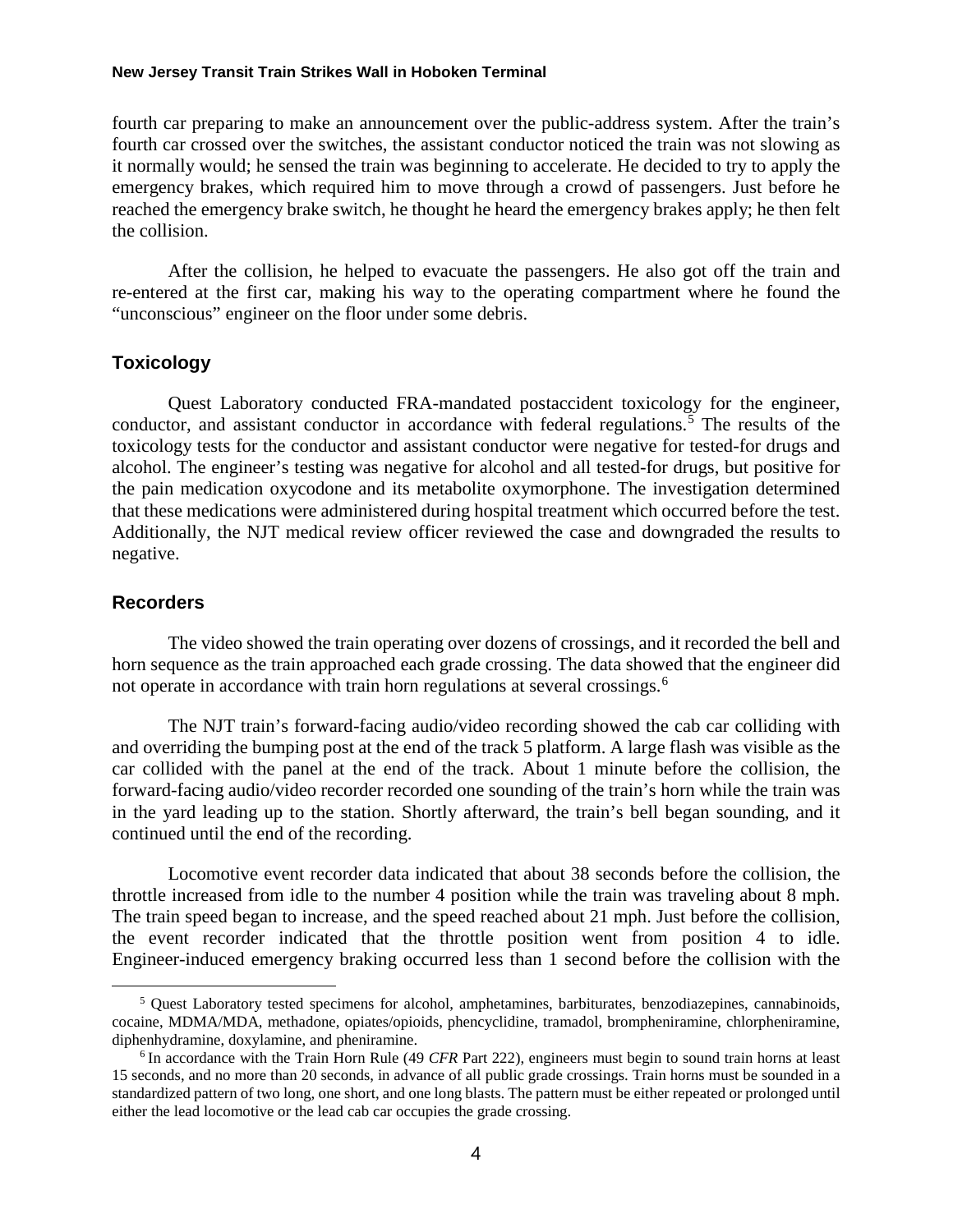fourth car preparing to make an announcement over the public-address system. After the train's fourth car crossed over the switches, the assistant conductor noticed the train was not slowing as it normally would; he sensed the train was beginning to accelerate. He decided to try to apply the emergency brakes, which required him to move through a crowd of passengers. Just before he reached the emergency brake switch, he thought he heard the emergency brakes apply; he then felt the collision.

After the collision, he helped to evacuate the passengers. He also got off the train and re-entered at the first car, making his way to the operating compartment where he found the "unconscious" engineer on the floor under some debris.

## Toxicology

Quest Laboratory conducted FRA-mandated postaccident toxicology for the engineer, conductor, and assistant conductor in accordance with federal regulations.[5] The results of the toxicology tests for the conductor and assistant conductor were negative for tested-for drugs and alcohol. The engineer's testing was negative for alcohol and all tested-for drugs, but positive for the pain medication oxycodone and its metabolite oxymorphone. The investigation determined that these medications were administered during hospital treatment which occurred before the test. Additionally, the NJT medical review officer reviewed the case and downgraded the results to negative.

## Recorders

The video showed the train operating over dozens of crossings, and it recorded the bell and horn sequence as the train approached each grade crossing. The data showed that the engineer did not operate in accordance with train horn regulations at several crossings.[6]

The NJT train's forward-facing audio/video recording showed the cab car colliding with and overriding the bumping post at the end of the track 5 platform. A large flash was visible as the car collided with the panel at the end of the track. About 1 minute before the collision, the forward-facing audio/video recorder recorded one sounding of the train's horn while the train was in the yard leading up to the station. Shortly afterward, the train's bell began sounding, and it continued until the end of the recording.

Locomotive event recorder data indicated that about 38 seconds before the collision, the throttle increased from idle to the number 4 position while the train was traveling about 8 mph. The train speed began to increase, and the speed reached about 21 mph. Just before the collision, the event recorder indicated that the throttle position went from position 4 to idle. Engineer-induced emergency braking occurred less than 1 second before the collision with the

---

[5] Quest Laboratory tested specimens for alcohol, amphetamines, barbiturates, benzodiazepines, cannabinoids, cocaine, MDMA/MDA, methadone, opiates/opioids, phencyclidine, tramadol, brompheniramine, chlorpheniramine, diphenhydramine, doxylamine, and pheniramine.

[6] In accordance with the Train Horn Rule (49 *CFR* Part 222), engineers must begin to sound train horns at least 15 seconds, and no more than 20 seconds, in advance of all public grade crossings. Train horns must be sounded in a standardized pattern of two long, one short, and one long blasts. The pattern must be either repeated or prolonged until either the lead locomotive or the lead cab car occupies the grade crossing.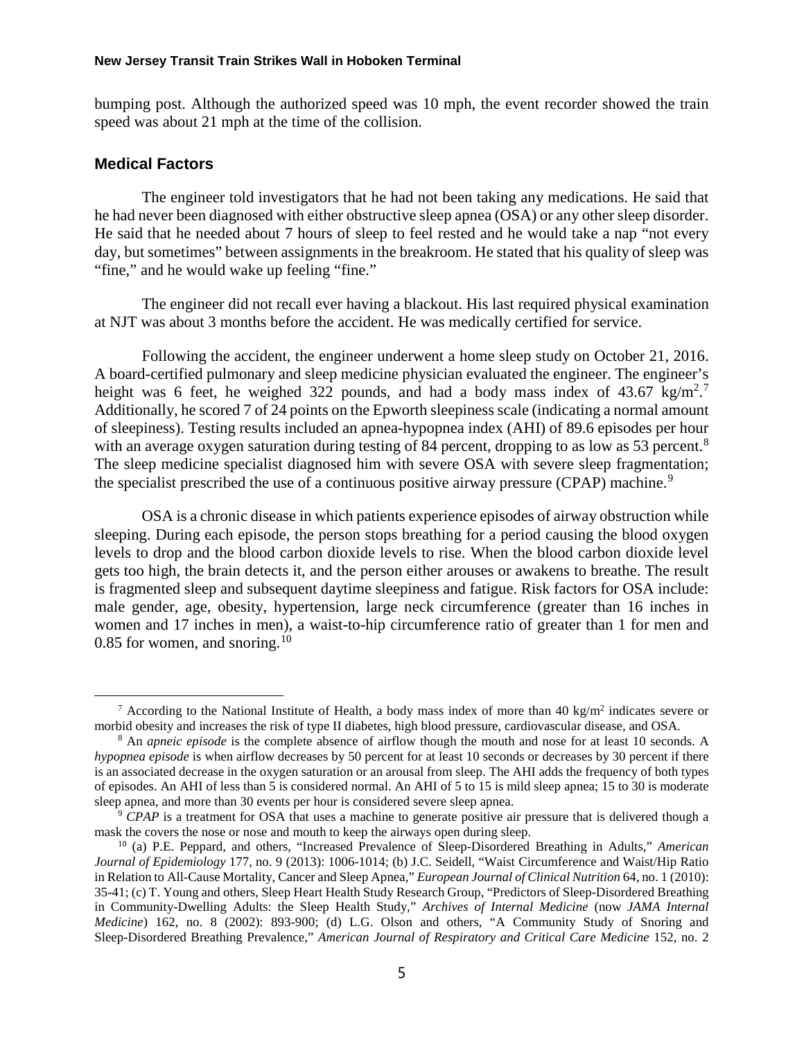bumping post. Although the authorized speed was 10 mph, the event recorder showed the train speed was about 21 mph at the time of the collision.

## Medical Factors

The engineer told investigators that he had not been taking any medications. He said that he had never been diagnosed with either obstructive sleep apnea (OSA) or any other sleep disorder. He said that he needed about 7 hours of sleep to feel rested and he would take a nap "not every day, but sometimes" between assignments in the breakroom. He stated that his quality of sleep was "fine," and he would wake up feeling "fine."

The engineer did not recall ever having a blackout. His last required physical examination at NJT was about 3 months before the accident. He was medically certified for service.

Following the accident, the engineer underwent a home sleep study on October 21, 2016. A board-certified pulmonary and sleep medicine physician evaluated the engineer. The engineer's height was 6 feet, he weighed 322 pounds, and had a body mass index of 43.67 $kg/m^2$.[7] Additionally, he scored 7 of 24 points on the Epworth sleepiness scale (indicating a normal amount of sleepiness). Testing results included an apnea-hypopnea index (AHI) of 89.6 episodes per hour with an average oxygen saturation during testing of 84 percent, dropping to as low as 53 percent.[8] The sleep medicine specialist diagnosed him with severe OSA with severe sleep fragmentation; the specialist prescribed the use of a continuous positive airway pressure (CPAP) machine.[9]

OSA is a chronic disease in which patients experience episodes of airway obstruction while sleeping. During each episode, the person stops breathing for a period causing the blood oxygen levels to drop and the blood carbon dioxide levels to rise. When the blood carbon dioxide level gets too high, the brain detects it, and the person either arouses or awakens to breathe. The result is fragmented sleep and subsequent daytime sleepiness and fatigue. Risk factors for OSA include: male gender, age, obesity, hypertension, large neck circumference (greater than 16 inches in women and 17 inches in men), a waist-to-hip circumference ratio of greater than 1 for men and 0.85 for women, and snoring.[10]

---

[7] According to the National Institute of Health, a body mass index of more than 40 $kg/m^2$ indicates severe or morbid obesity and increases the risk of type II diabetes, high blood pressure, cardiovascular disease, and OSA.

[8] An *apneic episode* is the complete absence of airflow though the mouth and nose for at least 10 seconds. A *hypopnea episode* is when airflow decreases by 50 percent for at least 10 seconds or decreases by 30 percent if there is an associated decrease in the oxygen saturation or an arousal from sleep. The AHI adds the frequency of both types of episodes. An AHI of less than 5 is considered normal. An AHI of 5 to 15 is mild sleep apnea; 15 to 30 is moderate sleep apnea, and more than 30 events per hour is considered severe sleep apnea.

[9] *CPAP* is a treatment for OSA that uses a machine to generate positive air pressure that is delivered though a mask the covers the nose or nose and mouth to keep the airways open during sleep.

[10] (a) P.E. Peppard, and others, "Increased Prevalence of Sleep-Disordered Breathing in Adults," *American Journal of Epidemiology* 177, no. 9 (2013): 1006-1014; (b) J.C. Seidell, "Waist Circumference and Waist/Hip Ratio in Relation to All-Cause Mortality, Cancer and Sleep Apnea," *European Journal of Clinical Nutrition* 64, no. 1 (2010): 35-41; (c) T. Young and others, Sleep Heart Health Study Research Group, "Predictors of Sleep-Disordered Breathing in Community-Dwelling Adults: the Sleep Health Study," *Archives of Internal Medicine* (now *JAMA Internal Medicine*) 162, no. 8 (2002): 893-900; (d) L.G. Olson and others, "A Community Study of Snoring and Sleep-Disordered Breathing Prevalence," *American Journal of Respiratory and Critical Care Medicine* 152, no. 2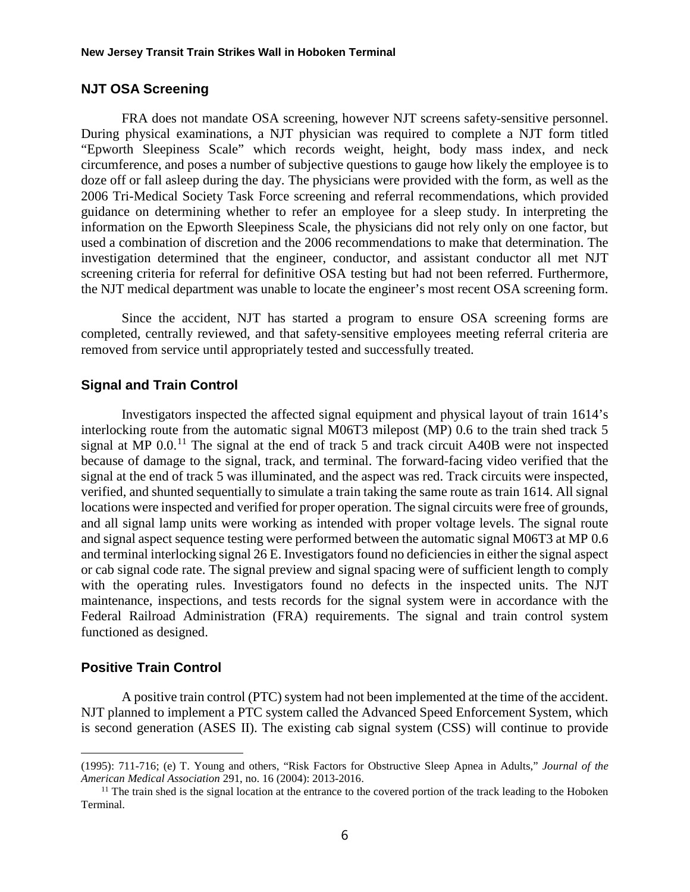## NJT OSA Screening

FRA does not mandate OSA screening, however NJT screens safety-sensitive personnel. During physical examinations, a NJT physician was required to complete a NJT form titled "Epworth Sleepiness Scale" which records weight, height, body mass index, and neck circumference, and poses a number of subjective questions to gauge how likely the employee is to doze off or fall asleep during the day. The physicians were provided with the form, as well as the 2006 Tri-Medical Society Task Force screening and referral recommendations, which provided guidance on determining whether to refer an employee for a sleep study. In interpreting the information on the Epworth Sleepiness Scale, the physicians did not rely only on one factor, but used a combination of discretion and the 2006 recommendations to make that determination. The investigation determined that the engineer, conductor, and assistant conductor all met NJT screening criteria for referral for definitive OSA testing but had not been referred. Furthermore, the NJT medical department was unable to locate the engineer's most recent OSA screening form.

Since the accident, NJT has started a program to ensure OSA screening forms are completed, centrally reviewed, and that safety-sensitive employees meeting referral criteria are removed from service until appropriately tested and successfully treated.

## Signal and Train Control

Investigators inspected the affected signal equipment and physical layout of train 1614's interlocking route from the automatic signal M06T3 milepost (MP) 0.6 to the train shed track 5 signal at MP 0.0.[11] The signal at the end of track 5 and track circuit A40B were not inspected because of damage to the signal, track, and terminal. The forward-facing video verified that the signal at the end of track 5 was illuminated, and the aspect was red. Track circuits were inspected, verified, and shunted sequentially to simulate a train taking the same route as train 1614. All signal locations were inspected and verified for proper operation. The signal circuits were free of grounds, and all signal lamp units were working as intended with proper voltage levels. The signal route and signal aspect sequence testing were performed between the automatic signal M06T3 at MP 0.6 and terminal interlocking signal 26 E. Investigators found no deficiencies in either the signal aspect or cab signal code rate. The signal preview and signal spacing were of sufficient length to comply with the operating rules. Investigators found no defects in the inspected units. The NJT maintenance, inspections, and tests records for the signal system were in accordance with the Federal Railroad Administration (FRA) requirements. The signal and train control system functioned as designed.

## Positive Train Control

A positive train control (PTC) system had not been implemented at the time of the accident. NJT planned to implement a PTC system called the Advanced Speed Enforcement System, which is second generation (ASES II). The existing cab signal system (CSS) will continue to provide

---

(1995): 711-716; (e) T. Young and others, "Risk Factors for Obstructive Sleep Apnea in Adults," *Journal of the American Medical Association* 291, no. 16 (2004): 2013-2016.

[11] The train shed is the signal location at the entrance to the covered portion of the track leading to the Hoboken Terminal.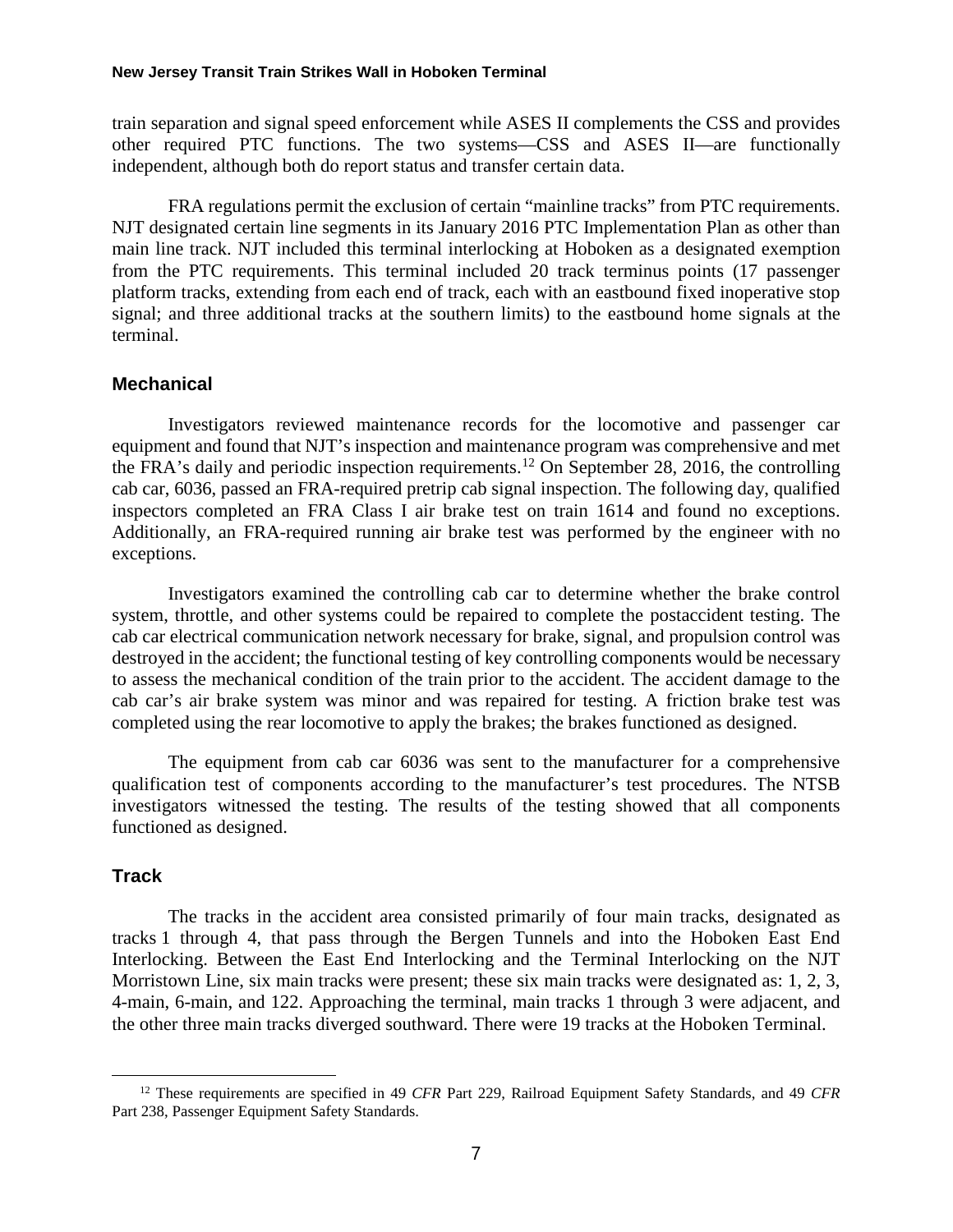train separation and signal speed enforcement while ASES II complements the CSS and provides other required PTC functions. The two systems—CSS and ASES II—are functionally independent, although both do report status and transfer certain data.

FRA regulations permit the exclusion of certain "mainline tracks" from PTC requirements. NJT designated certain line segments in its January 2016 PTC Implementation Plan as other than main line track. NJT included this terminal interlocking at Hoboken as a designated exemption from the PTC requirements. This terminal included 20 track terminus points (17 passenger platform tracks, extending from each end of track, each with an eastbound fixed inoperative stop signal; and three additional tracks at the southern limits) to the eastbound home signals at the terminal.

### Mechanical

Investigators reviewed maintenance records for the locomotive and passenger car equipment and found that NJT's inspection and maintenance program was comprehensive and met the FRA's daily and periodic inspection requirements.[12] On September 28, 2016, the controlling cab car, 6036, passed an FRA-required pretrip cab signal inspection. The following day, qualified inspectors completed an FRA Class I air brake test on train 1614 and found no exceptions. Additionally, an FRA-required running air brake test was performed by the engineer with no exceptions.

Investigators examined the controlling cab car to determine whether the brake control system, throttle, and other systems could be repaired to complete the postaccident testing. The cab car electrical communication network necessary for brake, signal, and propulsion control was destroyed in the accident; the functional testing of key controlling components would be necessary to assess the mechanical condition of the train prior to the accident. The accident damage to the cab car's air brake system was minor and was repaired for testing. A friction brake test was completed using the rear locomotive to apply the brakes; the brakes functioned as designed.

The equipment from cab car 6036 was sent to the manufacturer for a comprehensive qualification test of components according to the manufacturer's test procedures. The NTSB investigators witnessed the testing. The results of the testing showed that all components functioned as designed.

### Track

The tracks in the accident area consisted primarily of four main tracks, designated as tracks 1 through 4, that pass through the Bergen Tunnels and into the Hoboken East End Interlocking. Between the East End Interlocking and the Terminal Interlocking on the NJT Morristown Line, six main tracks were present; these six main tracks were designated as: 1, 2, 3, 4-main, 6-main, and 122. Approaching the terminal, main tracks 1 through 3 were adjacent, and the other three main tracks diverged southward. There were 19 tracks at the Hoboken Terminal.

[12] These requirements are specified in 49 *CFR* Part 229, Railroad Equipment Safety Standards, and 49 *CFR* Part 238, Passenger Equipment Safety Standards.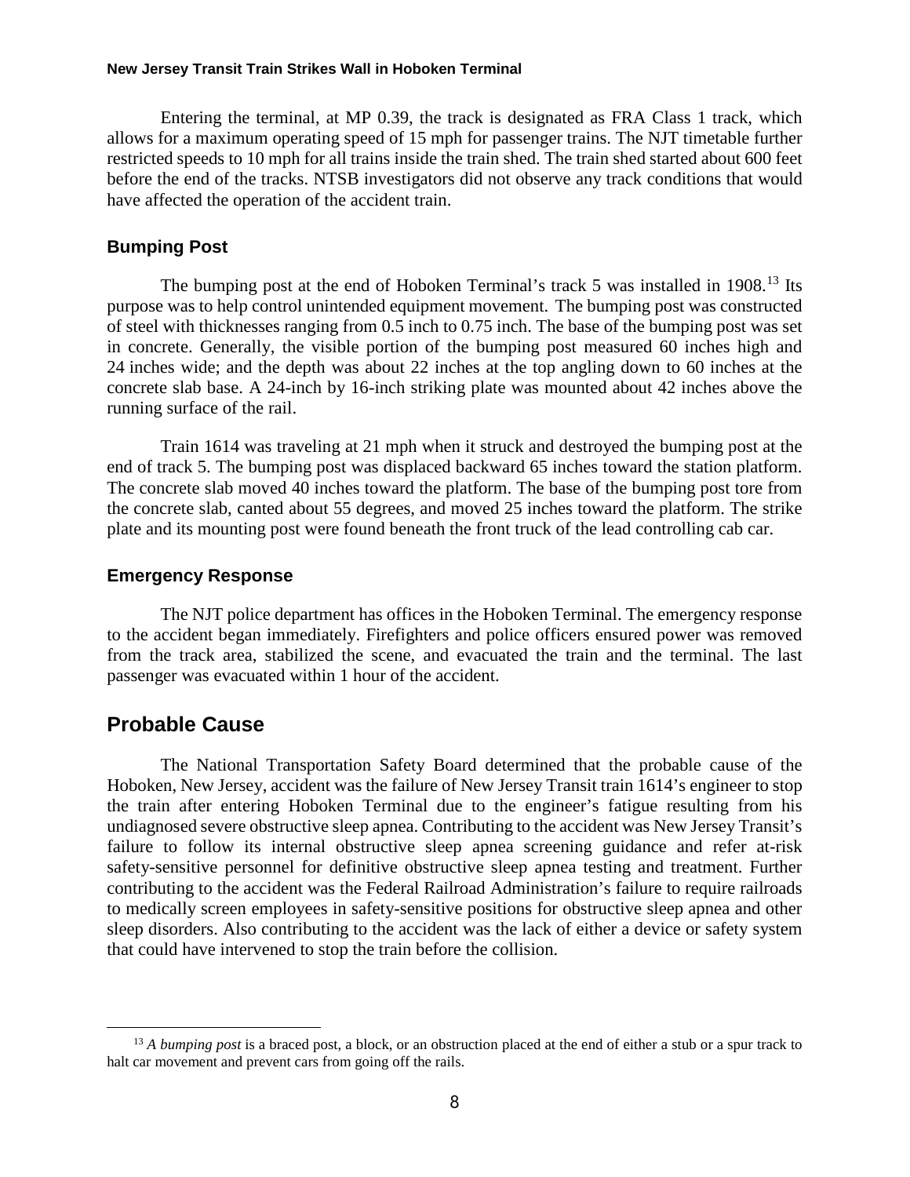Entering the terminal, at MP 0.39, the track is designated as FRA Class 1 track, which allows for a maximum operating speed of 15 mph for passenger trains. The NJT timetable further restricted speeds to 10 mph for all trains inside the train shed. The train shed started about 600 feet before the end of the tracks. NTSB investigators did not observe any track conditions that would have affected the operation of the accident train.

### Bumping Post

The bumping post at the end of Hoboken Terminal's track 5 was installed in 1908.[13] Its purpose was to help control unintended equipment movement. The bumping post was constructed of steel with thicknesses ranging from 0.5 inch to 0.75 inch. The base of the bumping post was set in concrete. Generally, the visible portion of the bumping post measured 60 inches high and 24 inches wide; and the depth was about 22 inches at the top angling down to 60 inches at the concrete slab base. A 24-inch by 16-inch striking plate was mounted about 42 inches above the running surface of the rail.

Train 1614 was traveling at 21 mph when it struck and destroyed the bumping post at the end of track 5. The bumping post was displaced backward 65 inches toward the station platform. The concrete slab moved 40 inches toward the platform. The base of the bumping post tore from the concrete slab, canted about 55 degrees, and moved 25 inches toward the platform. The strike plate and its mounting post were found beneath the front truck of the lead controlling cab car.

### Emergency Response

The NJT police department has offices in the Hoboken Terminal. The emergency response to the accident began immediately. Firefighters and police officers ensured power was removed from the track area, stabilized the scene, and evacuated the train and the terminal. The last passenger was evacuated within 1 hour of the accident.

## Probable Cause

The National Transportation Safety Board determined that the probable cause of the Hoboken, New Jersey, accident was the failure of New Jersey Transit train 1614's engineer to stop the train after entering Hoboken Terminal due to the engineer's fatigue resulting from his undiagnosed severe obstructive sleep apnea. Contributing to the accident was New Jersey Transit's failure to follow its internal obstructive sleep apnea screening guidance and refer at-risk safety-sensitive personnel for definitive obstructive sleep apnea testing and treatment. Further contributing to the accident was the Federal Railroad Administration's failure to require railroads to medically screen employees in safety-sensitive positions for obstructive sleep apnea and other sleep disorders. Also contributing to the accident was the lack of either a device or safety system that could have intervened to stop the train before the collision.

---

[13] *A bumping post* is a braced post, a block, or an obstruction placed at the end of either a stub or a spur track to halt car movement and prevent cars from going off the rails.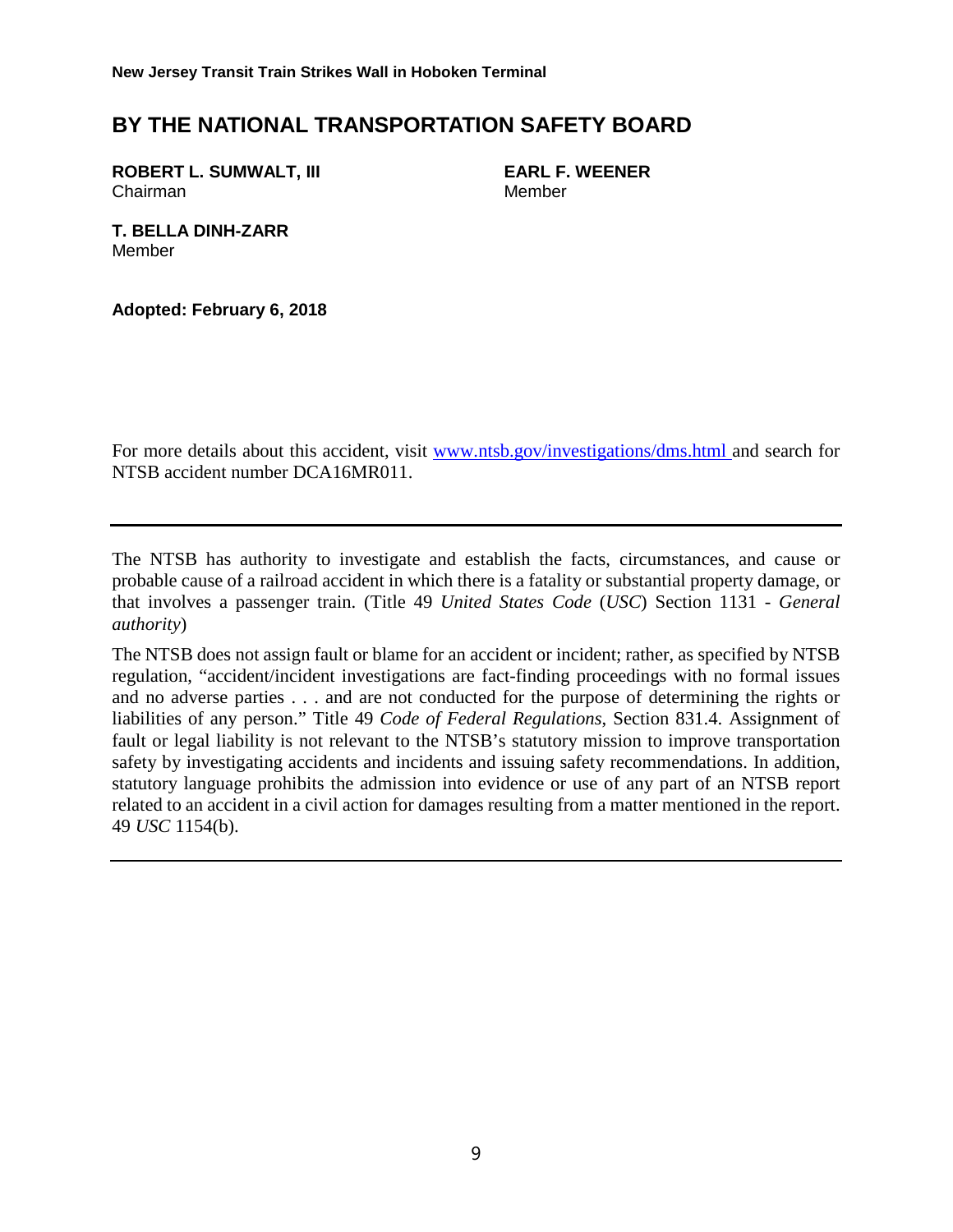## BY THE NATIONAL TRANSPORTATION SAFETY BOARD

**ROBERT L. SUMWALT, III**
Chairman

**EARL F. WEENER**
Member

**T. BELLA DINH-ZARR**
Member

**Adopted: February 6, 2018**

For more details about this accident, visit [www.ntsb.gov/investigations/dms.html](www.ntsb.gov/investigations/dms.html) and search for NTSB accident number DCA16MR011.

---

The NTSB has authority to investigate and establish the facts, circumstances, and cause or probable cause of a railroad accident in which there is a fatality or substantial property damage, or that involves a passenger train. (Title 49 *United States Code* (*USC*) Section 1131 - *General authority*)

The NTSB does not assign fault or blame for an accident or incident; rather, as specified by NTSB regulation, "accident/incident investigations are fact-finding proceedings with no formal issues and no adverse parties . . . and are not conducted for the purpose of determining the rights or liabilities of any person." Title 49 *Code of Federal Regulations*, Section 831.4. Assignment of fault or legal liability is not relevant to the NTSB's statutory mission to improve transportation safety by investigating accidents and incidents and issuing safety recommendations. In addition, statutory language prohibits the admission into evidence or use of any part of an NTSB report related to an accident in a civil action for damages resulting from a matter mentioned in the report. 49 *USC* 1154(b).

---